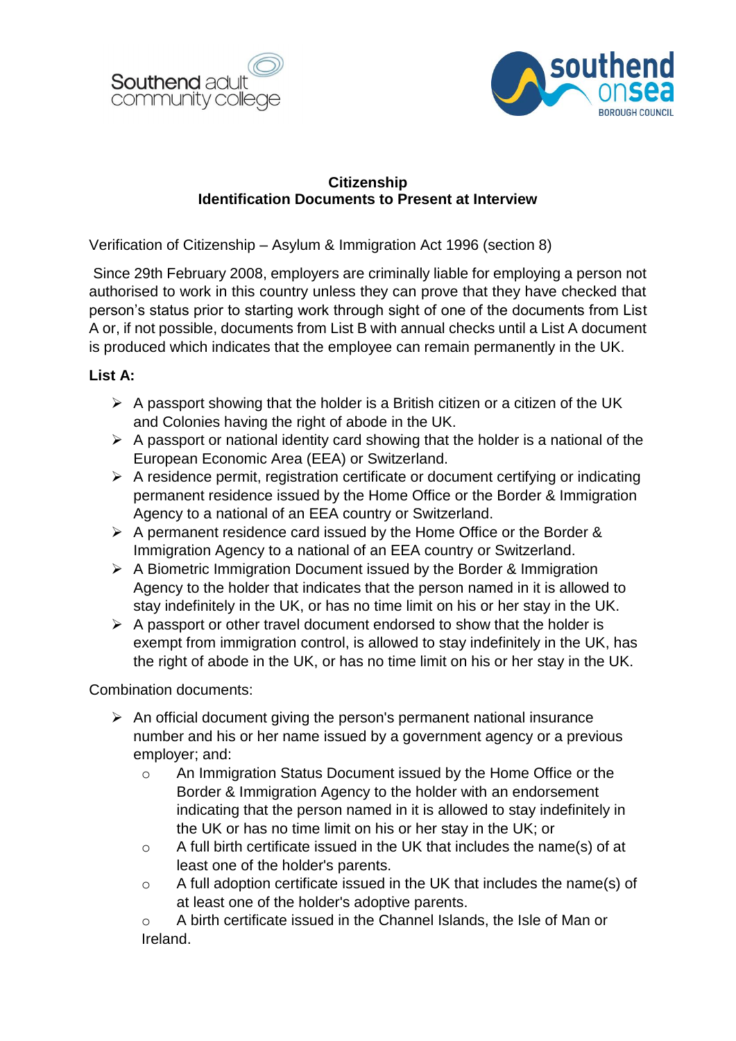Southend adult community college

southend onsea BOROUGH COUNCIL

**Citizenship**
**Identification Documents to Present at Interview**

Verification of Citizenship – Asylum & Immigration Act 1996 (section 8)

Since 29th February 2008, employers are criminally liable for employing a person not authorised to work in this country unless they can prove that they have checked that person's status prior to starting work through sight of one of the documents from List A or, if not possible, documents from List B with annual checks until a List A document is produced which indicates that the employee can remain permanently in the UK.

**List A:**

- A passport showing that the holder is a British citizen or a citizen of the UK and Colonies having the right of abode in the UK.
- A passport or national identity card showing that the holder is a national of the European Economic Area (EEA) or Switzerland.
- A residence permit, registration certificate or document certifying or indicating permanent residence issued by the Home Office or the Border & Immigration Agency to a national of an EEA country or Switzerland.
- A permanent residence card issued by the Home Office or the Border & Immigration Agency to a national of an EEA country or Switzerland.
- A Biometric Immigration Document issued by the Border & Immigration Agency to the holder that indicates that the person named in it is allowed to stay indefinitely in the UK, or has no time limit on his or her stay in the UK.
- A passport or other travel document endorsed to show that the holder is exempt from immigration control, is allowed to stay indefinitely in the UK, has the right of abode in the UK, or has no time limit on his or her stay in the UK.

Combination documents:

- An official document giving the person's permanent national insurance number and his or her name issued by a government agency or a previous employer; and:
  - An Immigration Status Document issued by the Home Office or the Border & Immigration Agency to the holder with an endorsement indicating that the person named in it is allowed to stay indefinitely in the UK or has no time limit on his or her stay in the UK; or
  - A full birth certificate issued in the UK that includes the name(s) of at least one of the holder's parents.
  - A full adoption certificate issued in the UK that includes the name(s) of at least one of the holder's adoptive parents.
  - A birth certificate issued in the Channel Islands, the Isle of Man or Ireland.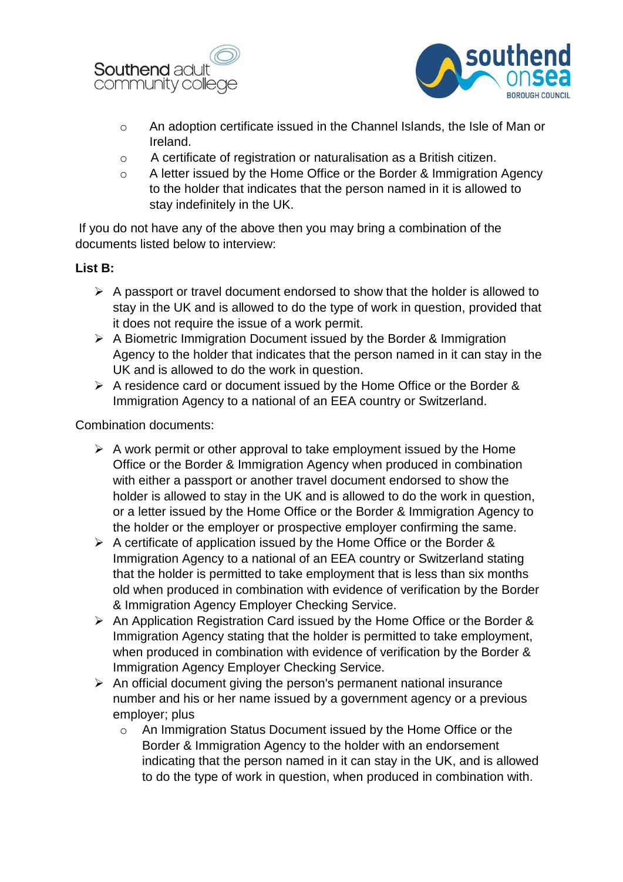- An adoption certificate issued in the Channel Islands, the Isle of Man or Ireland.
- A certificate of registration or naturalisation as a British citizen.
- A letter issued by the Home Office or the Border & Immigration Agency to the holder that indicates that the person named in it is allowed to stay indefinitely in the UK.

If you do not have any of the above then you may bring a combination of the documents listed below to interview:

**List B:**

- A passport or travel document endorsed to show that the holder is allowed to stay in the UK and is allowed to do the type of work in question, provided that it does not require the issue of a work permit.
- A Biometric Immigration Document issued by the Border & Immigration Agency to the holder that indicates that the person named in it can stay in the UK and is allowed to do the work in question.
- A residence card or document issued by the Home Office or the Border & Immigration Agency to a national of an EEA country or Switzerland.

Combination documents:

- A work permit or other approval to take employment issued by the Home Office or the Border & Immigration Agency when produced in combination with either a passport or another travel document endorsed to show the holder is allowed to stay in the UK and is allowed to do the work in question, or a letter issued by the Home Office or the Border & Immigration Agency to the holder or the employer or prospective employer confirming the same.
- A certificate of application issued by the Home Office or the Border & Immigration Agency to a national of an EEA country or Switzerland stating that the holder is permitted to take employment that is less than six months old when produced in combination with evidence of verification by the Border & Immigration Agency Employer Checking Service.
- An Application Registration Card issued by the Home Office or the Border & Immigration Agency stating that the holder is permitted to take employment, when produced in combination with evidence of verification by the Border & Immigration Agency Employer Checking Service.
- An official document giving the person's permanent national insurance number and his or her name issued by a government agency or a previous employer; plus
  - An Immigration Status Document issued by the Home Office or the Border & Immigration Agency to the holder with an endorsement indicating that the person named in it can stay in the UK, and is allowed to do the type of work in question, when produced in combination with.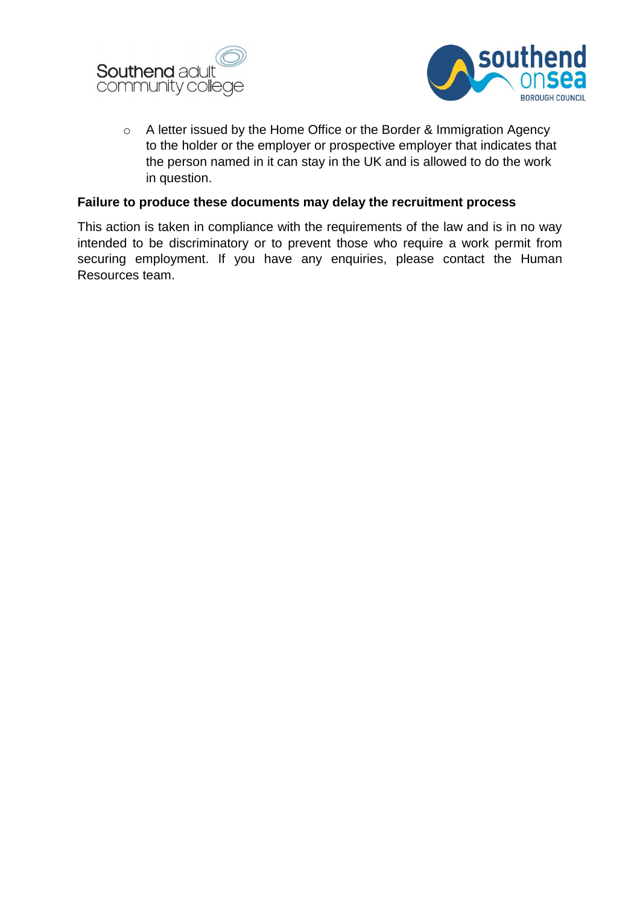- A letter issued by the Home Office or the Border & Immigration Agency to the holder or the employer or prospective employer that indicates that the person named in it can stay in the UK and is allowed to do the work in question.

**Failure to produce these documents may delay the recruitment process**

This action is taken in compliance with the requirements of the law and is in no way intended to be discriminatory or to prevent those who require a work permit from securing employment. If you have any enquiries, please contact the Human Resources team.